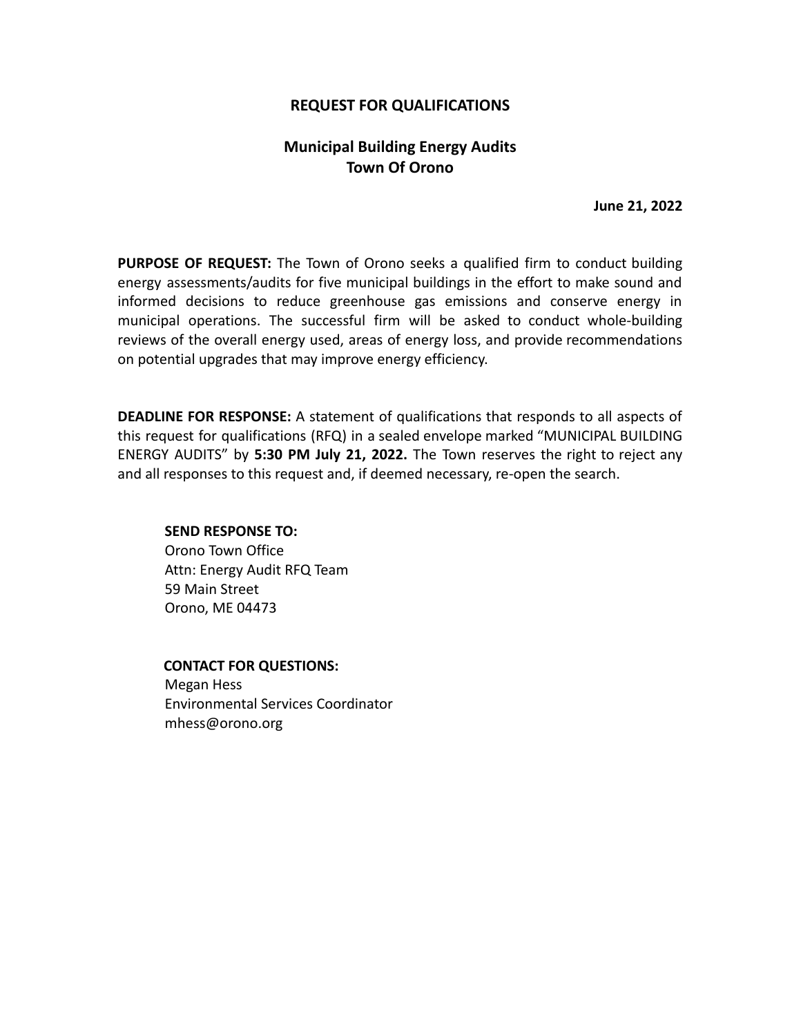# REQUEST FOR QUALIFICATIONS

## Municipal Building Energy Audits
## Town Of Orono

**June 21, 2022**

**PURPOSE OF REQUEST:** The Town of Orono seeks a qualified firm to conduct building energy assessments/audits for five municipal buildings in the effort to make sound and informed decisions to reduce greenhouse gas emissions and conserve energy in municipal operations. The successful firm will be asked to conduct whole-building reviews of the overall energy used, areas of energy loss, and provide recommendations on potential upgrades that may improve energy efficiency.

**DEADLINE FOR RESPONSE:** A statement of qualifications that responds to all aspects of this request for qualifications (RFQ) in a sealed envelope marked "MUNICIPAL BUILDING ENERGY AUDITS" by **5:30 PM July 21, 2022.** The Town reserves the right to reject any and all responses to this request and, if deemed necessary, re-open the search.

**SEND RESPONSE TO:**
Orono Town Office
Attn: Energy Audit RFQ Team
59 Main Street
Orono, ME 04473

**CONTACT FOR QUESTIONS:**
Megan Hess
Environmental Services Coordinator
mhess@orono.org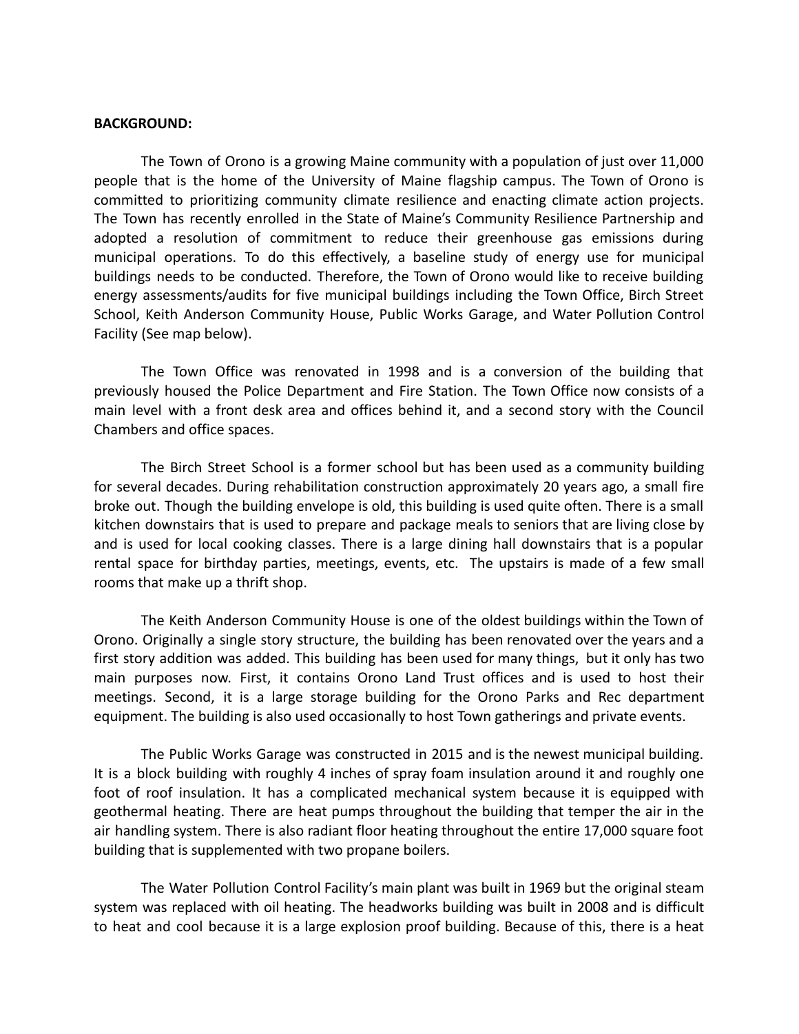**BACKGROUND:**

The Town of Orono is a growing Maine community with a population of just over 11,000 people that is the home of the University of Maine flagship campus. The Town of Orono is committed to prioritizing community climate resilience and enacting climate action projects. The Town has recently enrolled in the State of Maine's Community Resilience Partnership and adopted a resolution of commitment to reduce their greenhouse gas emissions during municipal operations. To do this effectively, a baseline study of energy use for municipal buildings needs to be conducted. Therefore, the Town of Orono would like to receive building energy assessments/audits for five municipal buildings including the Town Office, Birch Street School, Keith Anderson Community House, Public Works Garage, and Water Pollution Control Facility (See map below).

The Town Office was renovated in 1998 and is a conversion of the building that previously housed the Police Department and Fire Station. The Town Office now consists of a main level with a front desk area and offices behind it, and a second story with the Council Chambers and office spaces.

The Birch Street School is a former school but has been used as a community building for several decades. During rehabilitation construction approximately 20 years ago, a small fire broke out. Though the building envelope is old, this building is used quite often. There is a small kitchen downstairs that is used to prepare and package meals to seniors that are living close by and is used for local cooking classes. There is a large dining hall downstairs that is a popular rental space for birthday parties, meetings, events, etc. The upstairs is made of a few small rooms that make up a thrift shop.

The Keith Anderson Community House is one of the oldest buildings within the Town of Orono. Originally a single story structure, the building has been renovated over the years and a first story addition was added. This building has been used for many things, but it only has two main purposes now. First, it contains Orono Land Trust offices and is used to host their meetings. Second, it is a large storage building for the Orono Parks and Rec department equipment. The building is also used occasionally to host Town gatherings and private events.

The Public Works Garage was constructed in 2015 and is the newest municipal building. It is a block building with roughly 4 inches of spray foam insulation around it and roughly one foot of roof insulation. It has a complicated mechanical system because it is equipped with geothermal heating. There are heat pumps throughout the building that temper the air in the air handling system. There is also radiant floor heating throughout the entire 17,000 square foot building that is supplemented with two propane boilers.

The Water Pollution Control Facility's main plant was built in 1969 but the original steam system was replaced with oil heating. The headworks building was built in 2008 and is difficult to heat and cool because it is a large explosion proof building. Because of this, there is a heat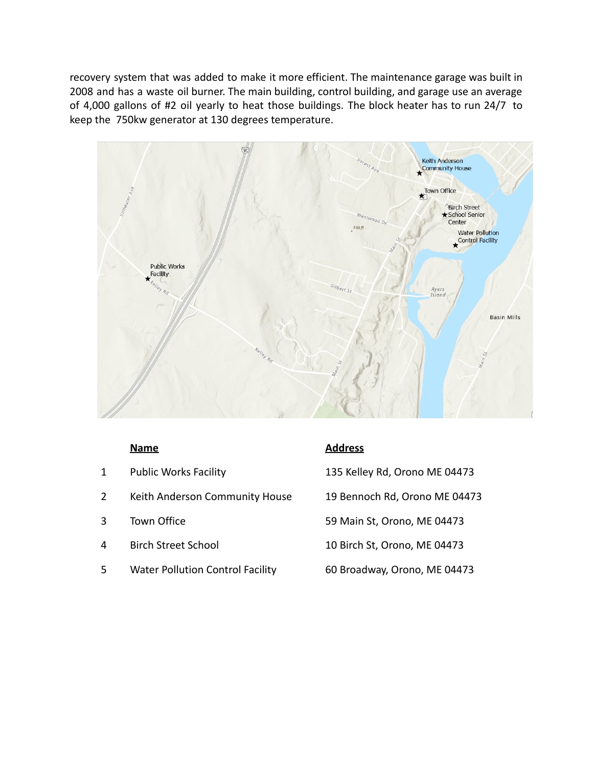recovery system that was added to make it more efficient. The maintenance garage was built in 2008 and has a waste oil burner. The main building, control building, and garage use an average of 4,000 gallons of #2 oil yearly to heat those buildings. The block heater has to run 24/7 to keep the 750kw generator at 130 degrees temperature.

| | Name | Address |
|---|---|---|
| 1 | Public Works Facility | 135 Kelley Rd, Orono ME 04473 |
| 2 | Keith Anderson Community House | 19 Bennoch Rd, Orono ME 04473 |
| 3 | Town Office | 59 Main St, Orono, ME 04473 |
| 4 | Birch Street School | 10 Birch St, Orono, ME 04473 |
| 5 | Water Pollution Control Facility | 60 Broadway, Orono, ME 04473 |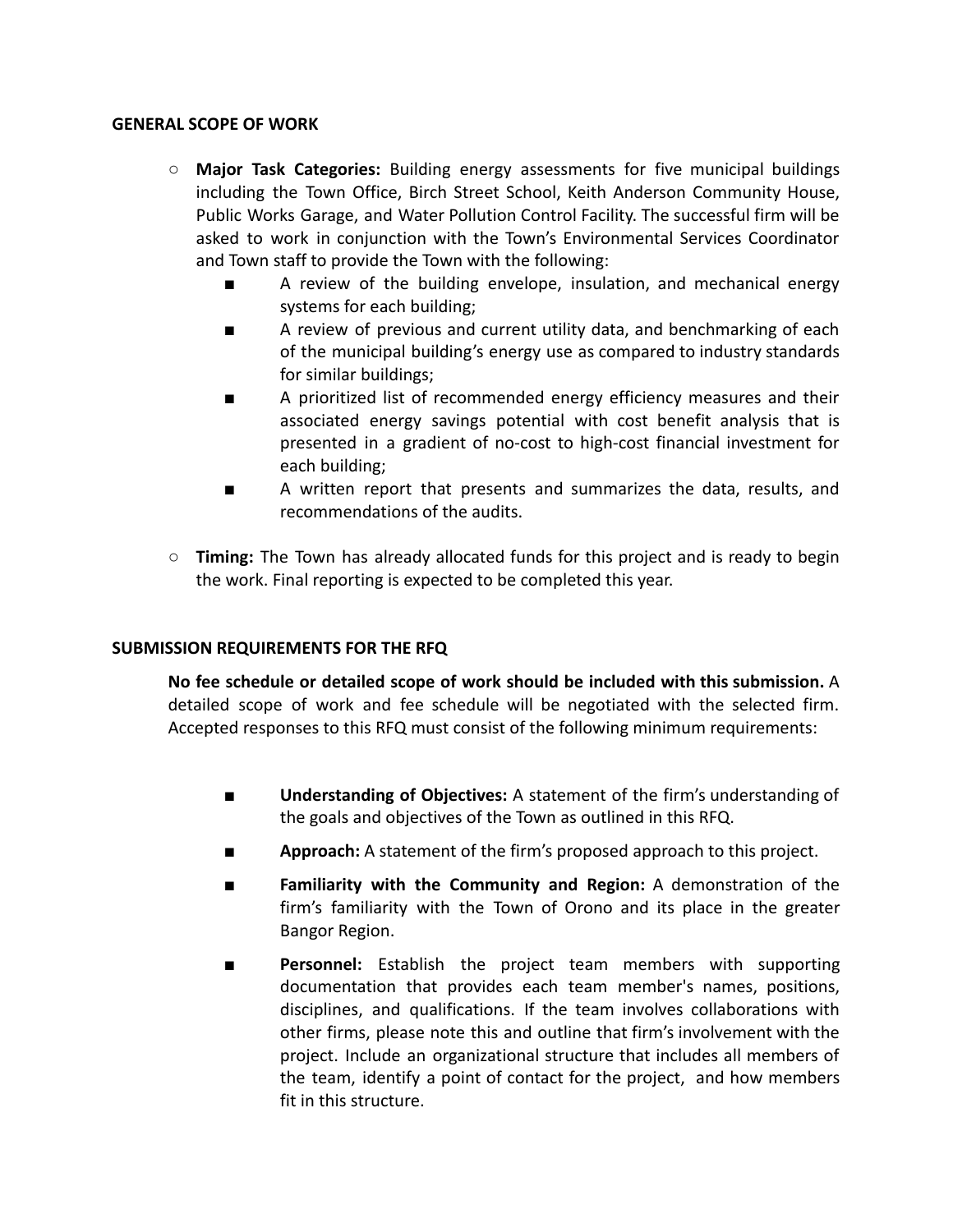**GENERAL SCOPE OF WORK**

- **Major Task Categories:** Building energy assessments for five municipal buildings including the Town Office, Birch Street School, Keith Anderson Community House, Public Works Garage, and Water Pollution Control Facility. The successful firm will be asked to work in conjunction with the Town's Environmental Services Coordinator and Town staff to provide the Town with the following:
    - A review of the building envelope, insulation, and mechanical energy systems for each building;
    - A review of previous and current utility data, and benchmarking of each of the municipal building's energy use as compared to industry standards for similar buildings;
    - A prioritized list of recommended energy efficiency measures and their associated energy savings potential with cost benefit analysis that is presented in a gradient of no-cost to high-cost financial investment for each building;
    - A written report that presents and summarizes the data, results, and recommendations of the audits.
- **Timing:** The Town has already allocated funds for this project and is ready to begin the work. Final reporting is expected to be completed this year.

**SUBMISSION REQUIREMENTS FOR THE RFQ**

**No fee schedule or detailed scope of work should be included with this submission.** A detailed scope of work and fee schedule will be negotiated with the selected firm. Accepted responses to this RFQ must consist of the following minimum requirements:

- **Understanding of Objectives:** A statement of the firm's understanding of the goals and objectives of the Town as outlined in this RFQ.
- **Approach:** A statement of the firm's proposed approach to this project.
- **Familiarity with the Community and Region:** A demonstration of the firm's familiarity with the Town of Orono and its place in the greater Bangor Region.
- **Personnel:** Establish the project team members with supporting documentation that provides each team member's names, positions, disciplines, and qualifications. If the team involves collaborations with other firms, please note this and outline that firm's involvement with the project. Include an organizational structure that includes all members of the team, identify a point of contact for the project, and how members fit in this structure.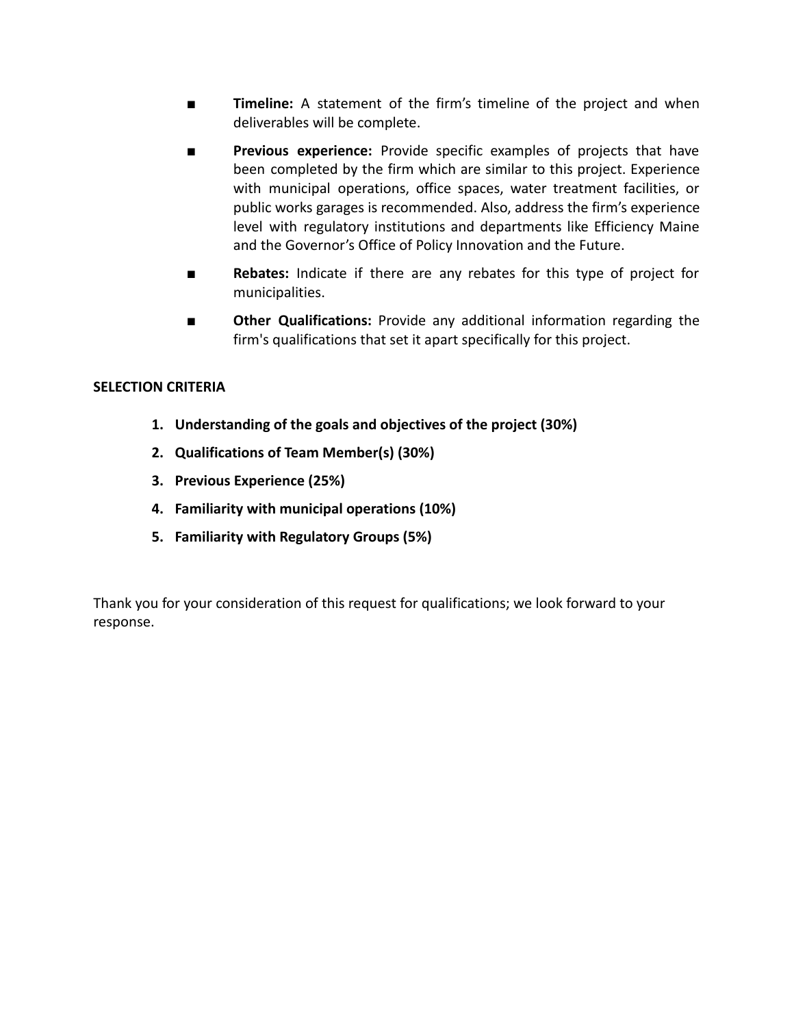- **Timeline:** A statement of the firm's timeline of the project and when deliverables will be complete.
- **Previous experience:** Provide specific examples of projects that have been completed by the firm which are similar to this project. Experience with municipal operations, office spaces, water treatment facilities, or public works garages is recommended. Also, address the firm's experience level with regulatory institutions and departments like Efficiency Maine and the Governor's Office of Policy Innovation and the Future.
- **Rebates:** Indicate if there are any rebates for this type of project for municipalities.
- **Other Qualifications:** Provide any additional information regarding the firm's qualifications that set it apart specifically for this project.

**SELECTION CRITERIA**

1. **Understanding of the goals and objectives of the project (30%)**
2. **Qualifications of Team Member(s) (30%)**
3. **Previous Experience (25%)**
4. **Familiarity with municipal operations (10%)**
5. **Familiarity with Regulatory Groups (5%)**

Thank you for your consideration of this request for qualifications; we look forward to your response.